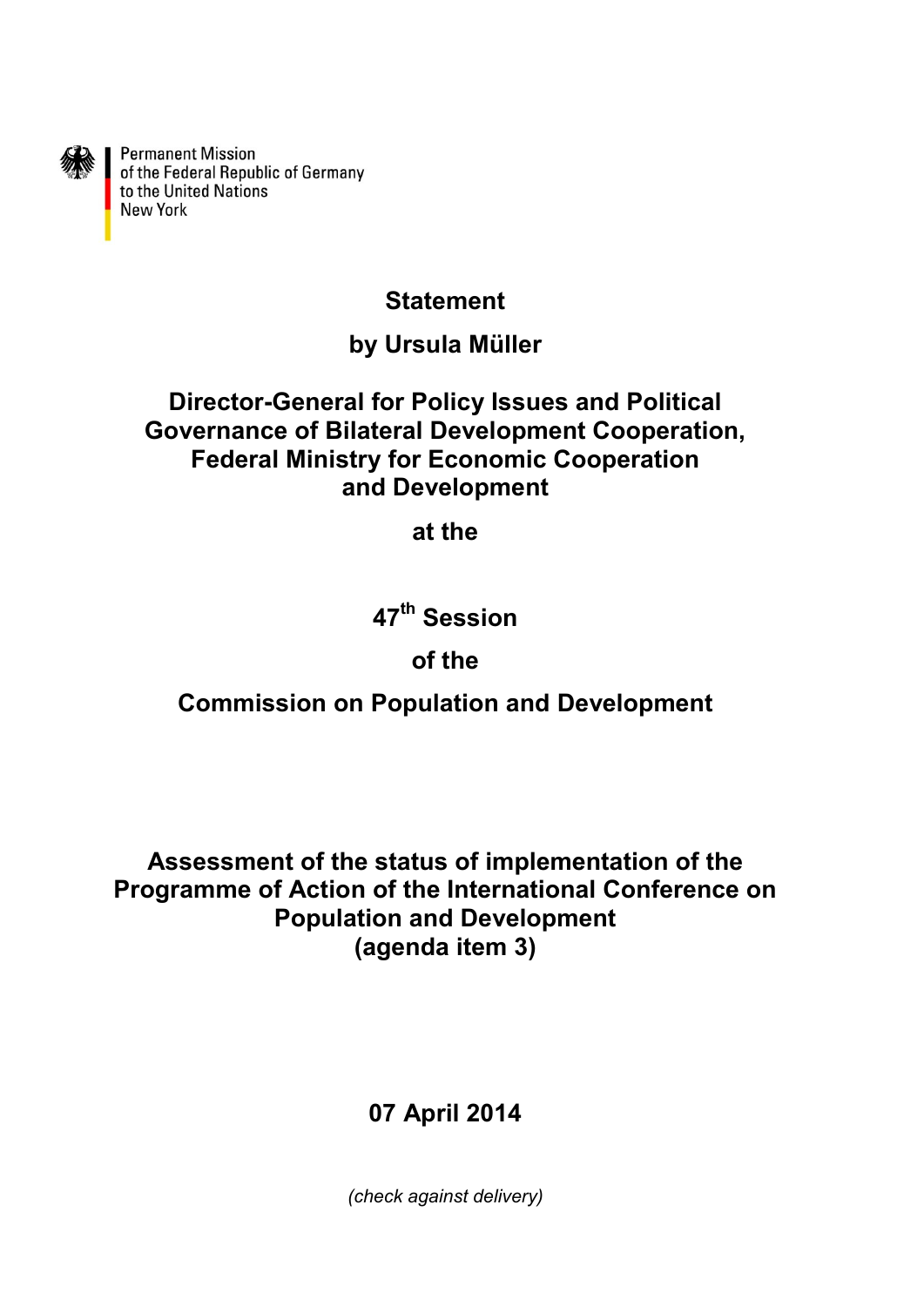Permanent Mission
of the Federal Republic of Germany
to the United Nations
New York

# Statement

# by Ursula Müller

## Director-General for Policy Issues and Political Governance of Bilateral Development Cooperation, Federal Ministry for Economic Cooperation and Development

**at the**

## 47th Session

**of the**

## Commission on Population and Development

## Assessment of the status of implementation of the Programme of Action of the International Conference on Population and Development (agenda item 3)

**07 April 2014**

*(check against delivery)*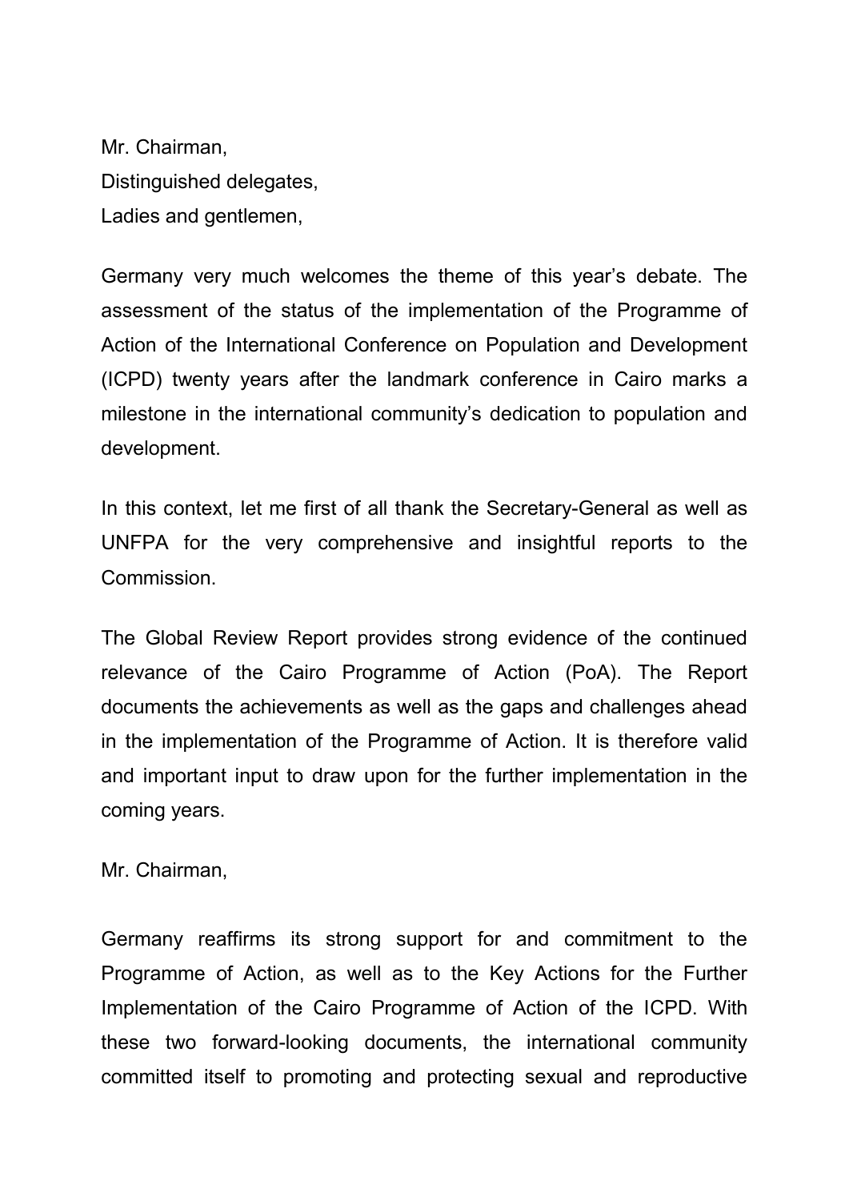Mr. Chairman,
Distinguished delegates,
Ladies and gentlemen,

Germany very much welcomes the theme of this year's debate. The assessment of the status of the implementation of the Programme of Action of the International Conference on Population and Development (ICPD) twenty years after the landmark conference in Cairo marks a milestone in the international community's dedication to population and development.

In this context, let me first of all thank the Secretary-General as well as UNFPA for the very comprehensive and insightful reports to the Commission.

The Global Review Report provides strong evidence of the continued relevance of the Cairo Programme of Action (PoA). The Report documents the achievements as well as the gaps and challenges ahead in the implementation of the Programme of Action. It is therefore valid and important input to draw upon for the further implementation in the coming years.

Mr. Chairman,

Germany reaffirms its strong support for and commitment to the Programme of Action, as well as to the Key Actions for the Further Implementation of the Cairo Programme of Action of the ICPD. With these two forward-looking documents, the international community committed itself to promoting and protecting sexual and reproductive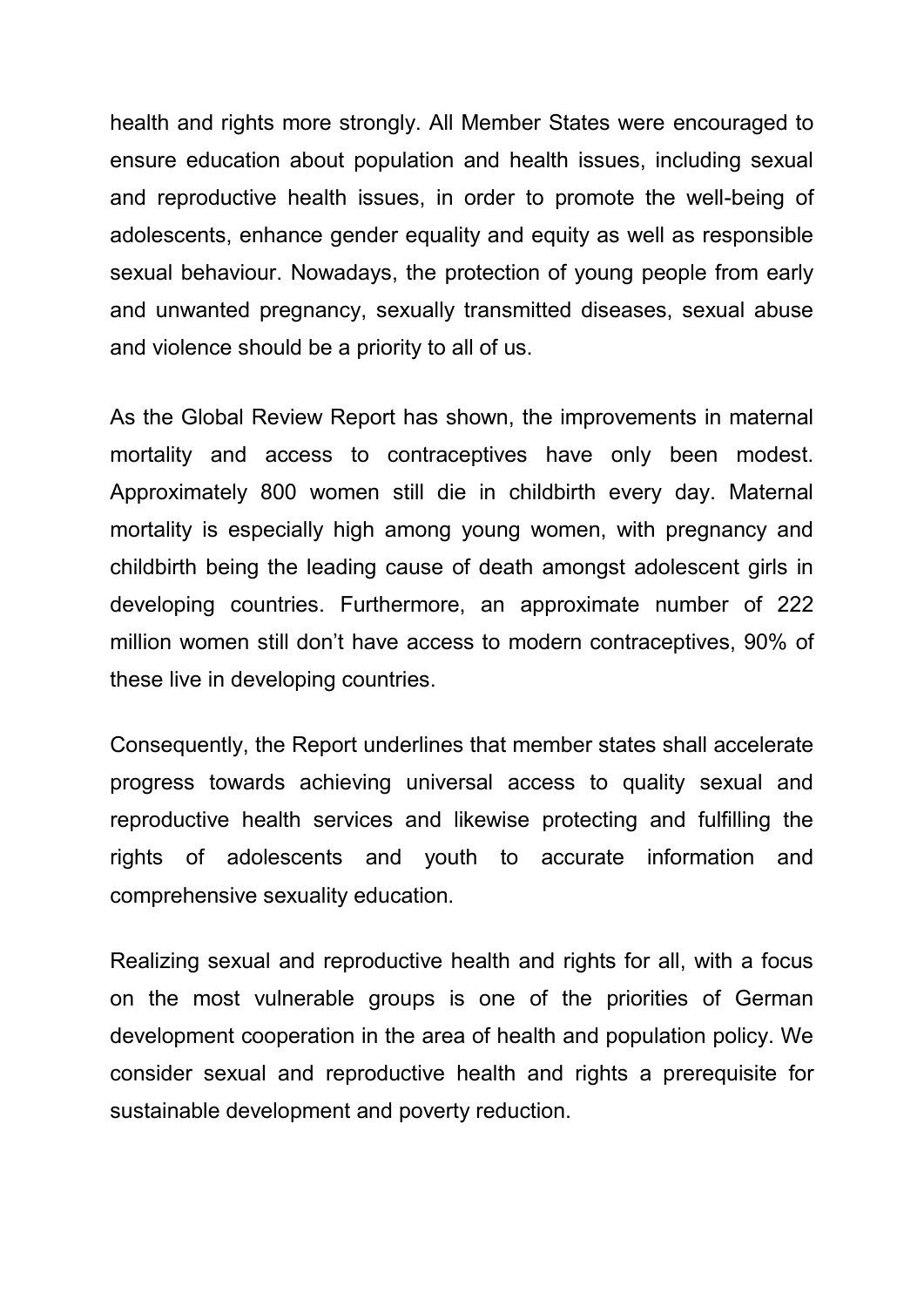health and rights more strongly. All Member States were encouraged to ensure education about population and health issues, including sexual and reproductive health issues, in order to promote the well-being of adolescents, enhance gender equality and equity as well as responsible sexual behaviour. Nowadays, the protection of young people from early and unwanted pregnancy, sexually transmitted diseases, sexual abuse and violence should be a priority to all of us.

As the Global Review Report has shown, the improvements in maternal mortality and access to contraceptives have only been modest. Approximately 800 women still die in childbirth every day. Maternal mortality is especially high among young women, with pregnancy and childbirth being the leading cause of death amongst adolescent girls in developing countries. Furthermore, an approximate number of 222 million women still don't have access to modern contraceptives, 90% of these live in developing countries.

Consequently, the Report underlines that member states shall accelerate progress towards achieving universal access to quality sexual and reproductive health services and likewise protecting and fulfilling the rights of adolescents and youth to accurate information and comprehensive sexuality education.

Realizing sexual and reproductive health and rights for all, with a focus on the most vulnerable groups is one of the priorities of German development cooperation in the area of health and population policy. We consider sexual and reproductive health and rights a prerequisite for sustainable development and poverty reduction.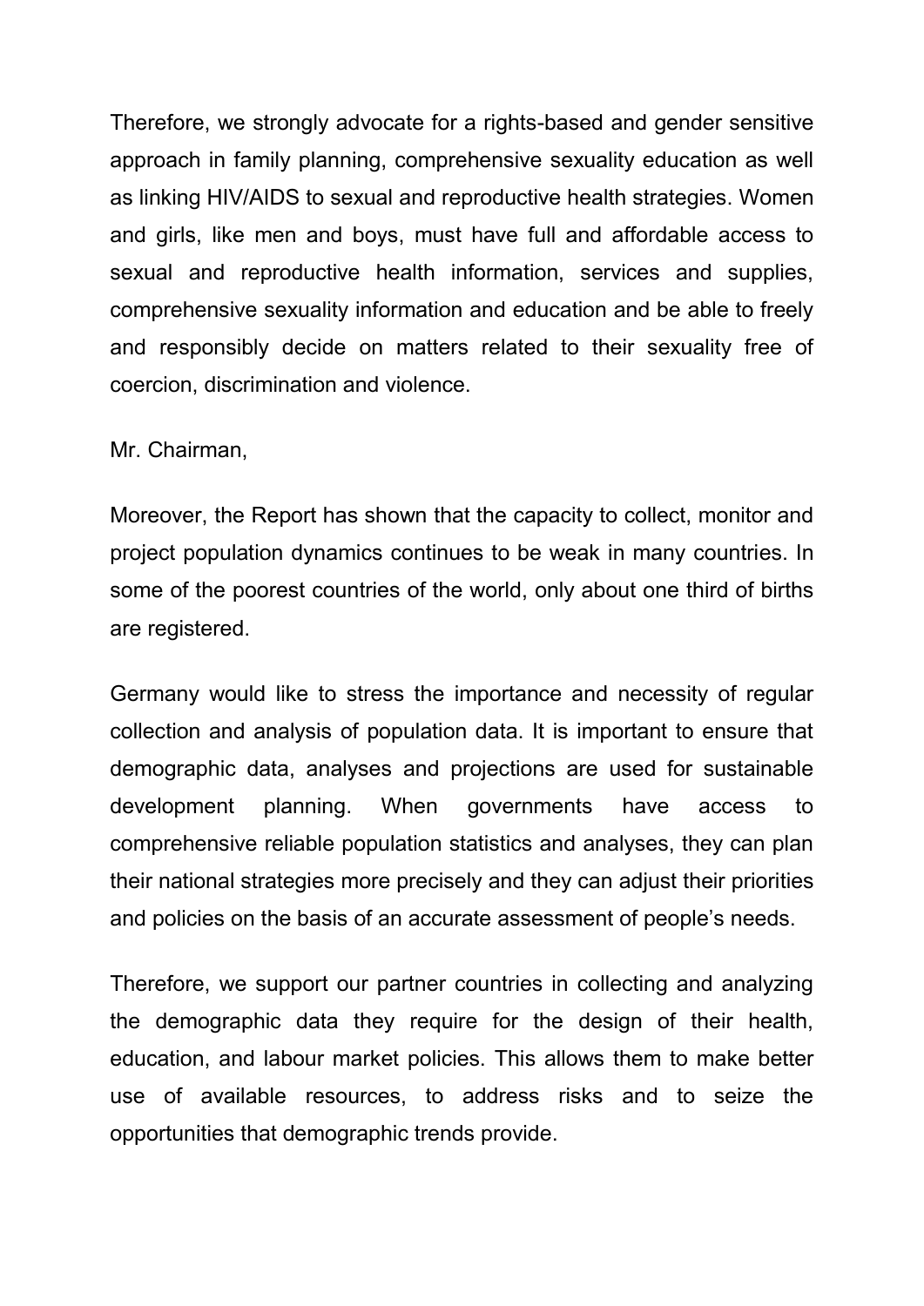Therefore, we strongly advocate for a rights-based and gender sensitive approach in family planning, comprehensive sexuality education as well as linking HIV/AIDS to sexual and reproductive health strategies. Women and girls, like men and boys, must have full and affordable access to sexual and reproductive health information, services and supplies, comprehensive sexuality information and education and be able to freely and responsibly decide on matters related to their sexuality free of coercion, discrimination and violence.

Mr. Chairman,

Moreover, the Report has shown that the capacity to collect, monitor and project population dynamics continues to be weak in many countries. In some of the poorest countries of the world, only about one third of births are registered.

Germany would like to stress the importance and necessity of regular collection and analysis of population data. It is important to ensure that demographic data, analyses and projections are used for sustainable development planning. When governments have access to comprehensive reliable population statistics and analyses, they can plan their national strategies more precisely and they can adjust their priorities and policies on the basis of an accurate assessment of people's needs.

Therefore, we support our partner countries in collecting and analyzing the demographic data they require for the design of their health, education, and labour market policies. This allows them to make better use of available resources, to address risks and to seize the opportunities that demographic trends provide.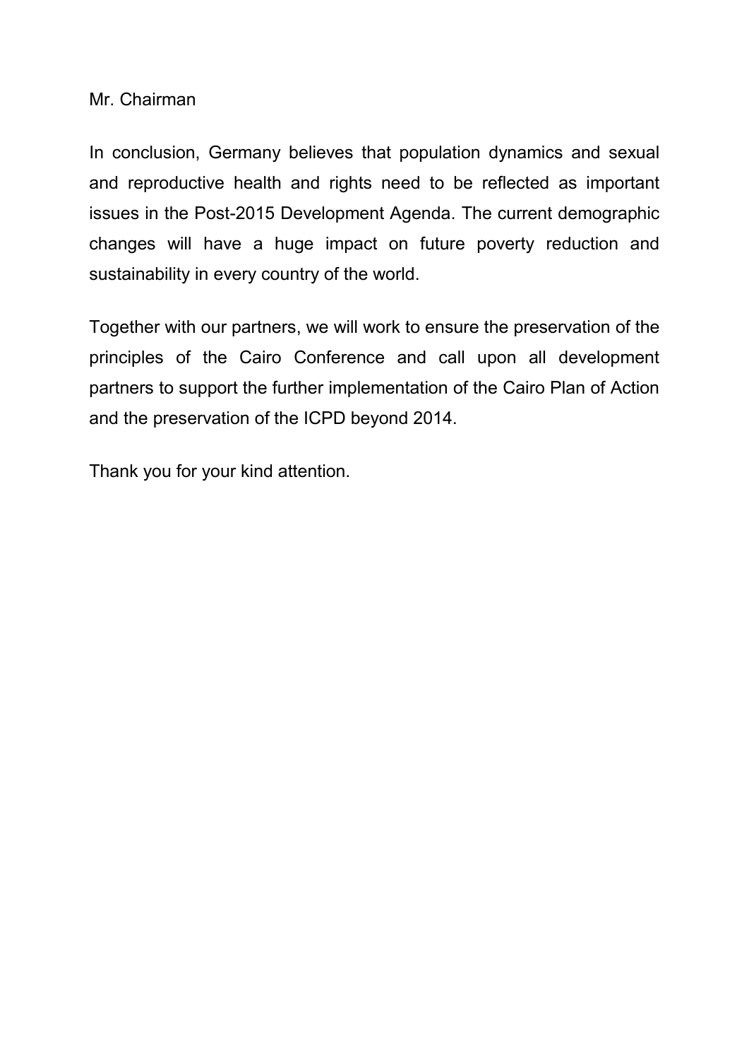Mr. Chairman

In conclusion, Germany believes that population dynamics and sexual and reproductive health and rights need to be reflected as important issues in the Post-2015 Development Agenda. The current demographic changes will have a huge impact on future poverty reduction and sustainability in every country of the world.

Together with our partners, we will work to ensure the preservation of the principles of the Cairo Conference and call upon all development partners to support the further implementation of the Cairo Plan of Action and the preservation of the ICPD beyond 2014.

Thank you for your kind attention.